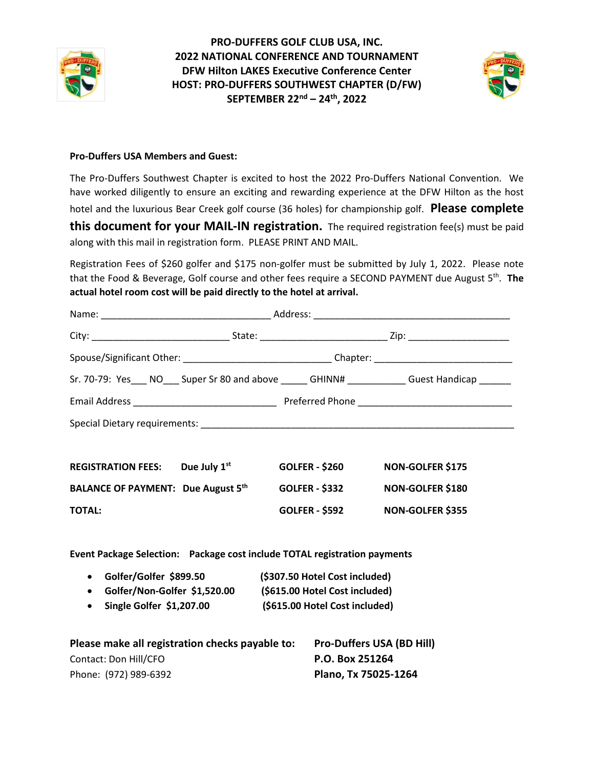# PRO-DUFFERS GOLF CLUB USA, INC.
## 2022 NATIONAL CONFERENCE AND TOURNAMENT
## DFW Hilton LAKES Executive Conference Center
## HOST: PRO-DUFFERS SOUTHWEST CHAPTER (D/FW)
## SEPTEMBER 22nd – 24th, 2022

**Pro-Duffers USA Members and Guest:**

The Pro-Duffers Southwest Chapter is excited to host the 2022 Pro-Duffers National Convention. We have worked diligently to ensure an exciting and rewarding experience at the DFW Hilton as the host hotel and the luxurious Bear Creek golf course (36 holes) for championship golf. **Please complete this document for your MAIL-IN registration.** The required registration fee(s) must be paid along with this mail in registration form. PLEASE PRINT AND MAIL.

Registration Fees of $260 golfer and $175 non-golfer must be submitted by July 1, 2022. Please note that the Food & Beverage, Golf course and other fees require a SECOND PAYMENT due August 5th. **The actual hotel room cost will be paid directly to the hotel at arrival.**

Name: ______________________________ Address: ___________________________________

City: ________________________ State: ______________________ Zip: __________________

Spouse/Significant Other: __________________________ Chapter: ________________________

Sr. 70-79: Yes___ NO___ Super Sr 80 and above _____ GHINN# __________ Guest Handicap ______

Email Address _________________________ Preferred Phone ___________________________

Special Dietary requirements: ________________________________________________________

| | | | |
|---|---|---|---|
| **REGISTRATION FEES:** | **Due July 1st** | **GOLFER - $260** | **NON-GOLFER $175** |
| **BALANCE OF PAYMENT:** | **Due August 5th** | **GOLFER - $332** | **NON-GOLFER $180** |
| **TOTAL:** | | **GOLFER - $592** | **NON-GOLFER $355** |

**Event Package Selection: Package cost include TOTAL registration payments**

- **Golfer/Golfer $899.50** **($307.50 Hotel Cost included)**
- **Golfer/Non-Golfer $1,520.00** **($615.00 Hotel Cost included)**
- **Single Golfer $1,207.00** **($615.00 Hotel Cost included)**

**Please make all registration checks payable to:** **Pro-Duffers USA (BD Hill)**
Contact: Don Hill/CFO **P.O. Box 251264**
Phone: (972) 989-6392 **Plano, Tx 75025-1264**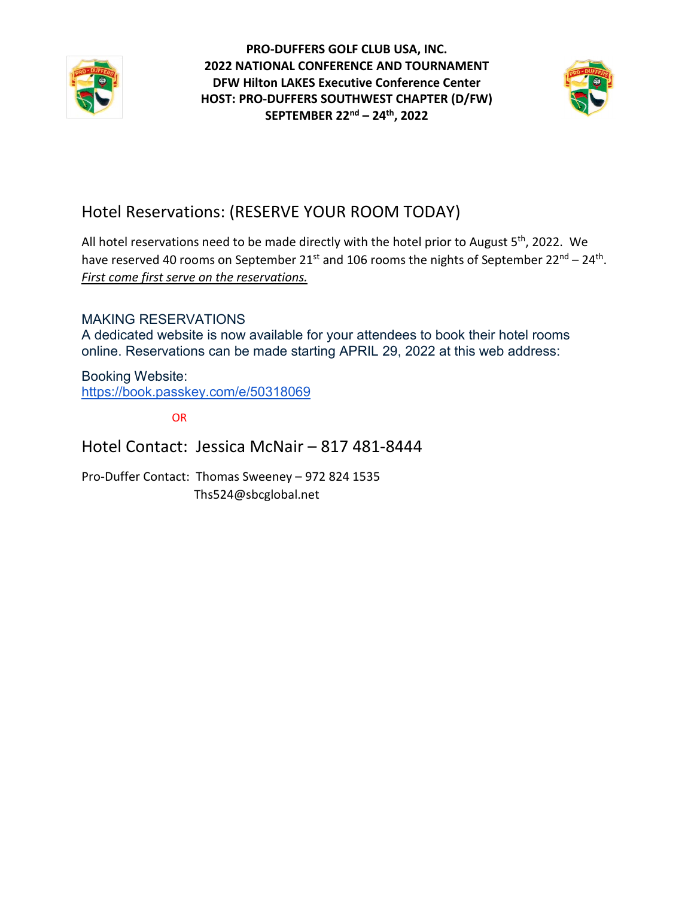**PRO-DUFFERS GOLF CLUB USA, INC.**
**2022 NATIONAL CONFERENCE AND TOURNAMENT**
**DFW Hilton LAKES Executive Conference Center**
**HOST: PRO-DUFFERS SOUTHWEST CHAPTER (D/FW)**
**SEPTEMBER 22nd – 24th, 2022**

## Hotel Reservations: (RESERVE YOUR ROOM TODAY)

All hotel reservations need to be made directly with the hotel prior to August 5th, 2022. We have reserved 40 rooms on September 21st and 106 rooms the nights of September 22nd – 24th. *First come first serve on the reservations.*

### MAKING RESERVATIONS

A dedicated website is now available for your attendees to book their hotel rooms online. Reservations can be made starting APRIL 29, 2022 at this web address:

Booking Website:
https://book.passkey.com/e/50318069

OR

## Hotel Contact: Jessica McNair – 817 481-8444

Pro-Duffer Contact: Thomas Sweeney – 972 824 1535
Ths524@sbcglobal.net